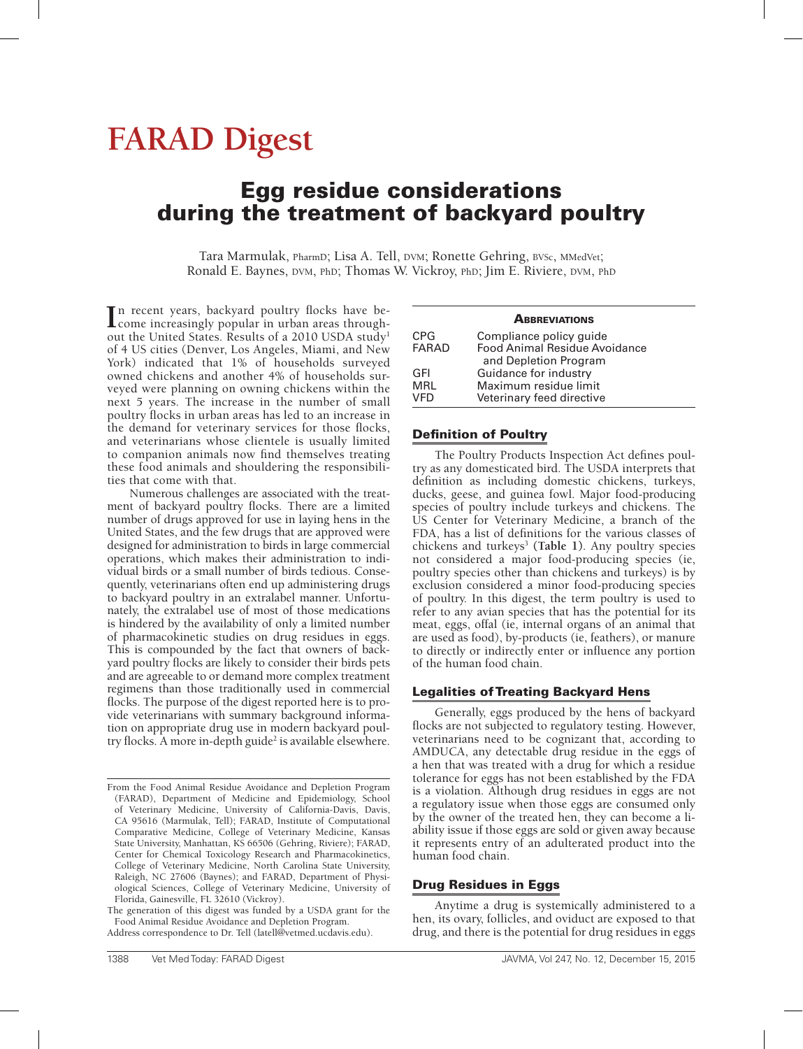# FARAD Digest

## Egg residue considerations during the treatment of backyard poultry

Tara Marmulak, PharmD; Lisa A. Tell, DVM; Ronette Gehring, BVSc, MMedVet; Ronald E. Baynes, DVM, PhD; Thomas W. Vickroy, PhD; Jim E. Riviere, DVM, PhD

In recent years, backyard poultry flocks have become increasingly popular in urban areas throughout the United States. Results of a 2010 USDA study[1] of 4 US cities (Denver, Los Angeles, Miami, and New York) indicated that 1% of households surveyed owned chickens and another 4% of households surveyed were planning on owning chickens within the next 5 years. The increase in the number of small poultry flocks in urban areas has led to an increase in the demand for veterinary services for those flocks, and veterinarians whose clientele is usually limited to companion animals now find themselves treating these food animals and shouldering the responsibilities that come with that.

Numerous challenges are associated with the treatment of backyard poultry flocks. There are a limited number of drugs approved for use in laying hens in the United States, and the few drugs that are approved were designed for administration to birds in large commercial operations, which makes their administration to individual birds or a small number of birds tedious. Consequently, veterinarians often end up administering drugs to backyard poultry in an extralabel manner. Unfortunately, the extralabel use of most of those medications is hindered by the availability of only a limited number of pharmacokinetic studies on drug residues in eggs. This is compounded by the fact that owners of backyard poultry flocks are likely to consider their birds pets and are agreeable to or demand more complex treatment regimens than those traditionally used in commercial flocks. The purpose of the digest reported here is to provide veterinarians with summary background information on appropriate drug use in modern backyard poultry flocks. A more in-depth guide[2] is available elsewhere.

From the Food Animal Residue Avoidance and Depletion Program (FARAD), Department of Medicine and Epidemiology, School of Veterinary Medicine, University of California-Davis, Davis, CA 95616 (Marmulak, Tell); FARAD, Institute of Computational Comparative Medicine, College of Veterinary Medicine, Kansas State University, Manhattan, KS 66506 (Gehring, Riviere); FARAD, Center for Chemical Toxicology Research and Pharmacokinetics, College of Veterinary Medicine, North Carolina State University, Raleigh, NC 27606 (Baynes); and FARAD, Department of Physiological Sciences, College of Veterinary Medicine, University of Florida, Gainesville, FL 32610 (Vickroy).

The generation of this digest was funded by a USDA grant for the Food Animal Residue Avoidance and Depletion Program.

Address correspondence to Dr. Tell (latell@vetmed.ucdavis.edu).

| Abbreviations | |
|---|---|
| CPG | Compliance policy guide |
| FARAD | Food Animal Residue Avoidance and Depletion Program |
| GFI | Guidance for industry |
| MRL | Maximum residue limit |
| VFD | Veterinary feed directive |

### Definition of Poultry

The Poultry Products Inspection Act defines poultry as any domesticated bird. The USDA interprets that definition as including domestic chickens, turkeys, ducks, geese, and guinea fowl. Major food-producing species of poultry include turkeys and chickens. The US Center for Veterinary Medicine, a branch of the FDA, has a list of definitions for the various classes of chickens and turkeys[3] **(Table 1)**. Any poultry species not considered a major food-producing species (ie, poultry species other than chickens and turkeys) is by exclusion considered a minor food-producing species of poultry. In this digest, the term poultry is used to refer to any avian species that has the potential for its meat, eggs, offal (ie, internal organs of an animal that are used as food), by-products (ie, feathers), or manure to directly or indirectly enter or influence any portion of the human food chain.

### Legalities of Treating Backyard Hens

Generally, eggs produced by the hens of backyard flocks are not subjected to regulatory testing. However, veterinarians need to be cognizant that, according to AMDUCA, any detectable drug residue in the eggs of a hen that was treated with a drug for which a residue tolerance for eggs has not been established by the FDA is a violation. Although drug residues in eggs are not a regulatory issue when those eggs are consumed only by the owner of the treated hen, they can become a liability issue if those eggs are sold or given away because it represents entry of an adulterated product into the human food chain.

### Drug Residues in Eggs

Anytime a drug is systemically administered to a hen, its ovary, follicles, and oviduct are exposed to that drug, and there is the potential for drug residues in eggs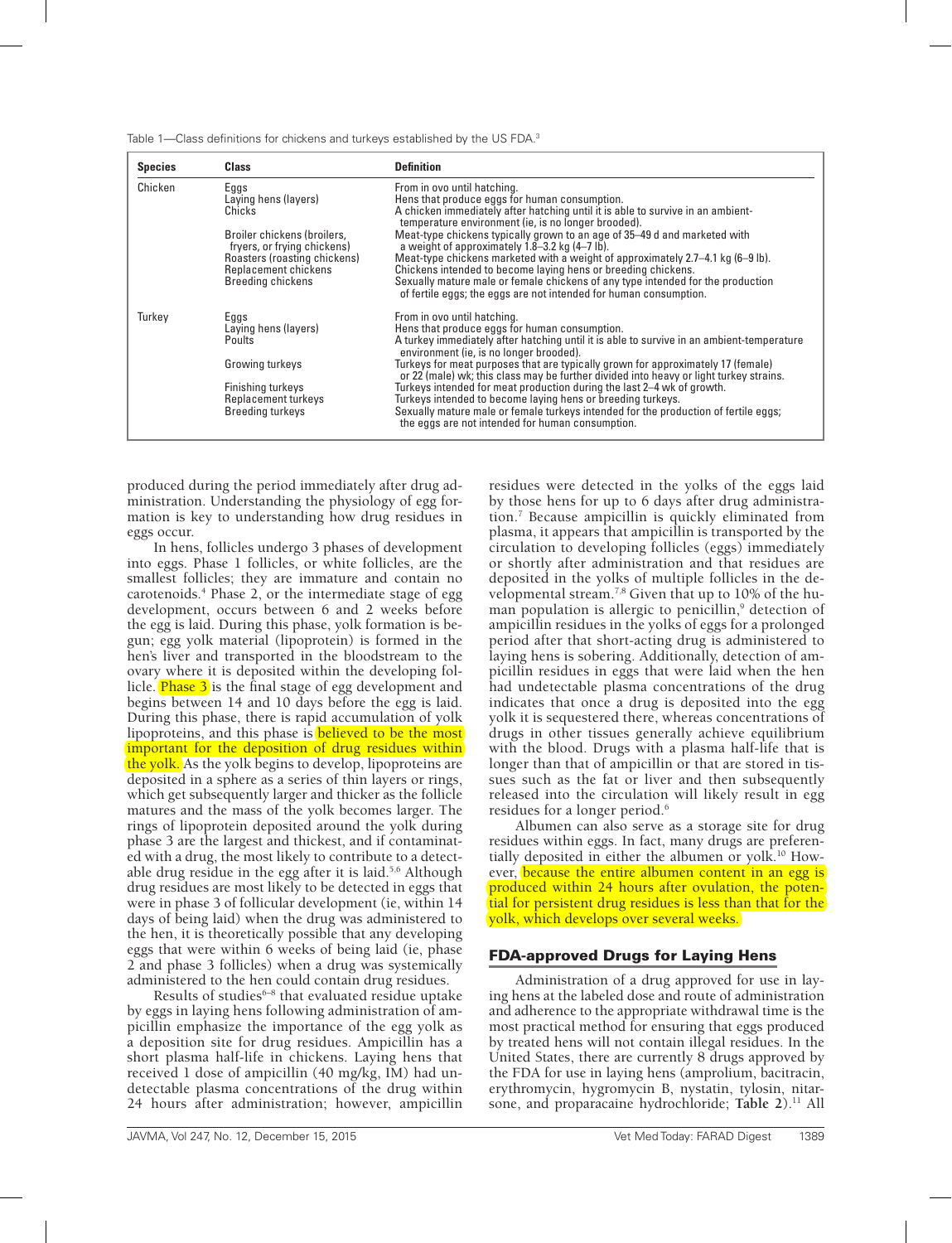Table 1—Class definitions for chickens and turkeys established by the US FDA.[3]

| Species | Class | Definition |
|---|---|---|
| Chicken | Eggs | From in ovo until hatching. |
| | Laying hens (layers) | Hens that produce eggs for human consumption. |
| | Chicks | A chicken immediately after hatching until it is able to survive in an ambient-temperature environment (ie, is no longer brooded). |
| | Broiler chickens (broilers, fryers, or frying chickens) | Meat-type chickens typically grown to an age of 35–49 d and marketed with a weight of approximately 1.8–3.2 kg (4–7 lb). |
| | Roasters (roasting chickens) | Meat-type chickens marketed with a weight of approximately 2.7–4.1 kg (6–9 lb). |
| | Replacement chickens | Chickens intended to become laying hens or breeding chickens. |
| | Breeding chickens | Sexually mature male or female chickens of any type intended for the production of fertile eggs; the eggs are not intended for human consumption. |
| Turkey | Eggs | From in ovo until hatching. |
| | Laying hens (layers) | Hens that produce eggs for human consumption. |
| | Poults | A turkey immediately after hatching until it is able to survive in an ambient-temperature environment (ie, is no longer brooded). |
| | Growing turkeys | Turkeys for meat purposes that are typically grown for approximately 17 (female) or 22 (male) wk; this class may be further divided into heavy or light turkey strains. |
| | Finishing turkeys | Turkeys intended for meat production during the last 2–4 wk of growth. |
| | Replacement turkeys | Turkeys intended to become laying hens or breeding turkeys. |
| | Breeding turkeys | Sexually mature male or female turkeys intended for the production of fertile eggs; the eggs are not intended for human consumption. |

produced during the period immediately after drug administration. Understanding the physiology of egg formation is key to understanding how drug residues in eggs occur.

In hens, follicles undergo 3 phases of development into eggs. Phase 1 follicles, or white follicles, are the smallest follicles; they are immature and contain no carotenoids.[4] Phase 2, or the intermediate stage of egg development, occurs between 6 and 2 weeks before the egg is laid. During this phase, yolk formation is begun; egg yolk material (lipoprotein) is formed in the hen's liver and transported in the bloodstream to the ovary where it is deposited within the developing follicle. Phase 3 is the final stage of egg development and begins between 14 and 10 days before the egg is laid. During this phase, there is rapid accumulation of yolk lipoproteins, and this phase is believed to be the most important for the deposition of drug residues within the yolk. As the yolk begins to develop, lipoproteins are deposited in a sphere as a series of thin layers or rings, which get subsequently larger and thicker as the follicle matures and the mass of the yolk becomes larger. The rings of lipoprotein deposited around the yolk during phase 3 are the largest and thickest, and if contaminated with a drug, the most likely to contribute to a detectable drug residue in the egg after it is laid.[5,6] Although drug residues are most likely to be detected in eggs that were in phase 3 of follicular development (ie, within 14 days of being laid) when the drug was administered to the hen, it is theoretically possible that any developing eggs that were within 6 weeks of being laid (ie, phase 2 and phase 3 follicles) when a drug was systemically administered to the hen could contain drug residues.

Results of studies[6–8] that evaluated residue uptake by eggs in laying hens following administration of ampicillin emphasize the importance of the egg yolk as a deposition site for drug residues. Ampicillin has a short plasma half-life in chickens. Laying hens that received 1 dose of ampicillin (40 mg/kg, IM) had undetectable plasma concentrations of the drug within 24 hours after administration; however, ampicillin residues were detected in the yolks of the eggs laid by those hens for up to 6 days after drug administration.[7] Because ampicillin is quickly eliminated from plasma, it appears that ampicillin is transported by the circulation to developing follicles (eggs) immediately or shortly after administration and that residues are deposited in the yolks of multiple follicles in the developmental stream.[7,8] Given that up to 10% of the human population is allergic to penicillin,[9] detection of ampicillin residues in the yolks of eggs for a prolonged period after that short-acting drug is administered to laying hens is sobering. Additionally, detection of ampicillin residues in eggs that were laid when the hen had undetectable plasma concentrations of the drug indicates that once a drug is deposited into the egg yolk it is sequestered there, whereas concentrations of drugs in other tissues generally achieve equilibrium with the blood. Drugs with a plasma half-life that is longer than that of ampicillin or that are stored in tissues such as the fat or liver and then subsequently released into the circulation will likely result in egg residues for a longer period.[6]

Albumen can also serve as a storage site for drug residues within eggs. In fact, many drugs are preferentially deposited in either the albumen or yolk.[10] However, because the entire albumen content in an egg is produced within 24 hours after ovulation, the potential for persistent drug residues is less than that for the yolk, which develops over several weeks.

## FDA-approved Drugs for Laying Hens

Administration of a drug approved for use in laying hens at the labeled dose and route of administration and adherence to the appropriate withdrawal time is the most practical method for ensuring that eggs produced by treated hens will not contain illegal residues. In the United States, there are currently 8 drugs approved by the FDA for use in laying hens (amprolium, bacitracin, erythromycin, hygromycin B, nystatin, tylosin, nitarsone, and proparacaine hydrochloride; **Table 2**).[11] All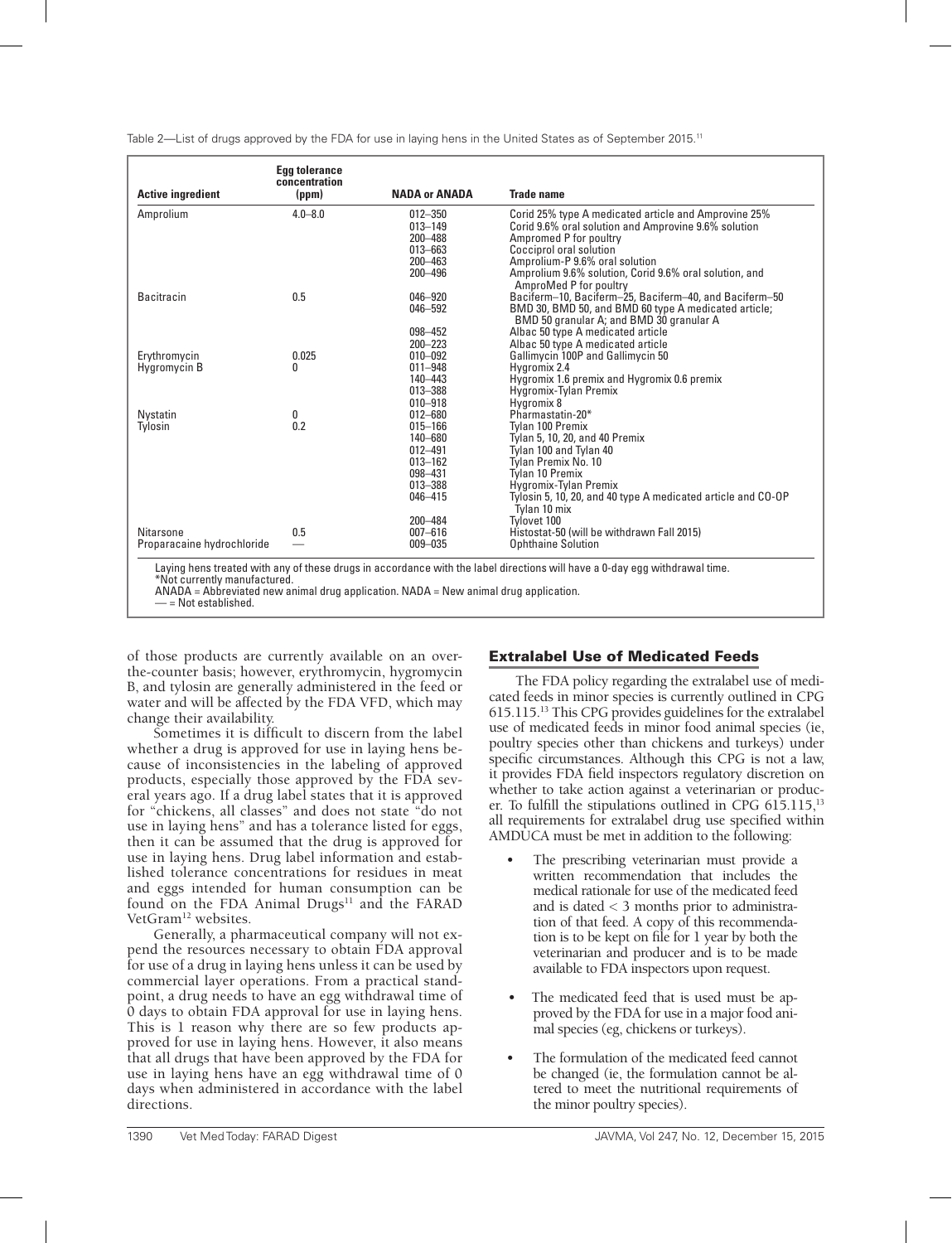Table 2—List of drugs approved by the FDA for use in laying hens in the United States as of September 2015.[11]

| Active ingredient | Egg tolerance concentration (ppm) | NADA or ANADA | Trade name |
|---|---|---|---|
| Amprolium | 4.0–8.0 | 012–350 | Corid 25% type A medicated article and Amprovine 25% |
| | | 013–149 | Corid 9.6% oral solution and Amprovine 9.6% solution |
| | | 200–488 | Ampromed P for poultry |
| | | 013–663 | Coccipro l oral solution |
| | | 200–463 | Amprolium-P 9.6% oral solution |
| | | 200–496 | Amprolium 9.6% solution, Corid 9.6% oral solution, and AmproMed P for poultry |
| Bacitracin | 0.5 | 046–920 | Baciferm–10, Baciferm–25, Baciferm–40, and Baciferm–50 |
| | | 046–592 | BMD 30, BMD 50, and BMD 60 type A medicated article; BMD 50 granular A; and BMD 30 granular A |
| | | 098–452 | Albac 50 type A medicated article |
| | | 200–223 | Albac 50 type A medicated article |
| Erythromycin | 0.025 | 010–092 | Gallimycin 100P and Gallimycin 50 |
| Hygromycin B | 0 | 011–948 | Hygromix 2.4 |
| | | 140–443 | Hygromix 1.6 premix and Hygromix 0.6 premix |
| | | 013–388 | Hygromix-Tylan Premix |
| | | 010–918 | Hygromix 8 |
| Nystatin | 0 | 012–680 | Pharmastatin-20* |
| Tylosin | 0.2 | 015–166 | Tylan 100 Premix |
| | | 140–680 | Tylan 5, 10, 20, and 40 Premix |
| | | 012–491 | Tylan 100 and Tylan 40 |
| | | 013–162 | Tylan Premix No. 10 |
| | | 098–431 | Tylan 10 Premix |
| | | 013–388 | Hygromix-Tylan Premix |
| | | 046–415 | Tylosin 5, 10, 20, and 40 type A medicated article and CO-OP Tylan 10 mix |
| | | 200–484 | Tylovet 100 |
| Nitarsone | 0.5 | 007–616 | Histostat-50 (will be withdrawn Fall 2015) |
| Proparacaine hydrochloride | — | 009–035 | Ophthaine Solution |

Laying hens treated with any of these drugs in accordance with the label directions will have a 0-day egg withdrawal time.
*Not currently manufactured.
ANADA = Abbreviated new animal drug application. NADA = New animal drug application.
— = Not established.

of those products are currently available on an over-the-counter basis; however, erythromycin, hygromycin B, and tylosin are generally administered in the feed or water and will be affected by the FDA VFD, which may change their availability.

Sometimes it is difficult to discern from the label whether a drug is approved for use in laying hens because of inconsistencies in the labeling of approved products, especially those approved by the FDA several years ago. If a drug label states that it is approved for "chickens, all classes" and does not state "do not use in laying hens" and has a tolerance listed for eggs, then it can be assumed that the drug is approved for use in laying hens. Drug label information and established tolerance concentrations for residues in meat and eggs intended for human consumption can be found on the FDA Animal Drugs[11] and the FARAD VetGram[12] websites.

Generally, a pharmaceutical company will not expend the resources necessary to obtain FDA approval for use of a drug in laying hens unless it can be used by commercial layer operations. From a practical standpoint, a drug needs to have an egg withdrawal time of 0 days to obtain FDA approval for use in laying hens. This is 1 reason why there are so few products approved for use in laying hens. However, it also means that all drugs that have been approved by the FDA for use in laying hens have an egg withdrawal time of 0 days when administered in accordance with the label directions.

## Extralabel Use of Medicated Feeds

The FDA policy regarding the extralabel use of medicated feeds in minor species is currently outlined in CPG 615.115.[13] This CPG provides guidelines for the extralabel use of medicated feeds in minor food animal species (ie, poultry species other than chickens and turkeys) under specific circumstances. Although this CPG is not a law, it provides FDA field inspectors regulatory discretion on whether to take action against a veterinarian or producer. To fulfill the stipulations outlined in CPG 615.115,[13] all requirements for extralabel drug use specified within AMDUCA must be met in addition to the following:

- The prescribing veterinarian must provide a written recommendation that includes the medical rationale for use of the medicated feed and is dated < 3 months prior to administration of that feed. A copy of this recommendation is to be kept on file for 1 year by both the veterinarian and producer and is to be made available to FDA inspectors upon request.
- The medicated feed that is used must be approved by the FDA for use in a major food animal species (eg, chickens or turkeys).
- The formulation of the medicated feed cannot be changed (ie, the formulation cannot be altered to meet the nutritional requirements of the minor poultry species).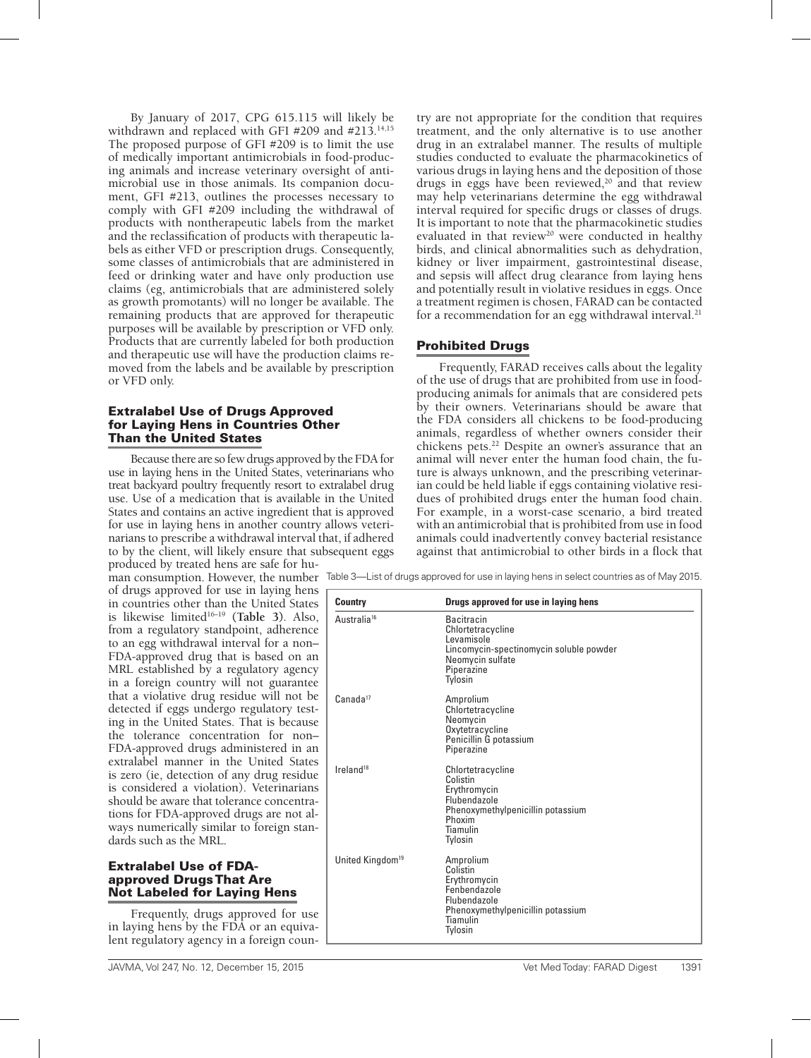By January of 2017, CPG 615.115 will likely be withdrawn and replaced with GFI #209 and #213.[14,15] The proposed purpose of GFI #209 is to limit the use of medically important antimicrobials in food-producing animals and increase veterinary oversight of antimicrobial use in those animals. Its companion document, GFI #213, outlines the processes necessary to comply with GFI #209 including the withdrawal of products with nontherapeutic labels from the market and the reclassification of products with therapeutic labels as either VFD or prescription drugs. Consequently, some classes of antimicrobials that are administered in feed or drinking water and have only production use claims (eg, antimicrobials that are administered solely as growth promotants) will no longer be available. The remaining products that are approved for therapeutic purposes will be available by prescription or VFD only. Products that are currently labeled for both production and therapeutic use will have the production claims removed from the labels and be available by prescription or VFD only.

## Extralabel Use of Drugs Approved for Laying Hens in Countries Other Than the United States

Because there are so few drugs approved by the FDA for use in laying hens in the United States, veterinarians who treat backyard poultry frequently resort to extralabel drug use. Use of a medication that is available in the United States and contains an active ingredient that is approved for use in laying hens in another country allows veterinarians to prescribe a withdrawal interval that, if adhered to by the client, will likely ensure that subsequent eggs produced by treated hens are safe for human consumption. However, the number of drugs approved for use in laying hens in countries other than the United States is likewise limited[16–19] (**Table 3**). Also, from a regulatory standpoint, adherence to an egg withdrawal interval for a non–FDA-approved drug that is based on an MRL established by a regulatory agency in a foreign country will not guarantee that a violative drug residue will not be detected if eggs undergo regulatory testing in the United States. That is because the tolerance concentration for non–FDA-approved drugs administered in an extralabel manner in the United States is zero (ie, detection of any drug residue is considered a violation). Veterinarians should be aware that tolerance concentrations for FDA-approved drugs are not always numerically similar to foreign standards such as the MRL.

## Extralabel Use of FDA-approved Drugs That Are Not Labeled for Laying Hens

Frequently, drugs approved for use in laying hens by the FDA or an equivalent regulatory agency in a foreign country are not appropriate for the condition that requires treatment, and the only alternative is to use another drug in an extralabel manner. The results of multiple studies conducted to evaluate the pharmacokinetics of various drugs in laying hens and the deposition of those drugs in eggs have been reviewed,[20] and that review may help veterinarians determine the egg withdrawal interval required for specific drugs or classes of drugs. It is important to note that the pharmacokinetic studies evaluated in that review[20] were conducted in healthy birds, and clinical abnormalities such as dehydration, kidney or liver impairment, gastrointestinal disease, and sepsis will affect drug clearance from laying hens and potentially result in violative residues in eggs. Once a treatment regimen is chosen, FARAD can be contacted for a recommendation for an egg withdrawal interval.[21]

## Prohibited Drugs

Frequently, FARAD receives calls about the legality of the use of drugs that are prohibited from use in food-producing animals for animals that are considered pets by their owners. Veterinarians should be aware that the FDA considers all chickens to be food-producing animals, regardless of whether owners consider their chickens pets.[22] Despite an owner's assurance that an animal will never enter the human food chain, the future is always unknown, and the prescribing veterinarian could be held liable if eggs containing violative residues of prohibited drugs enter the human food chain. For example, in a worst-case scenario, a bird treated with an antimicrobial that is prohibited from use in food animals could inadvertently convey bacterial resistance against that antimicrobial to other birds in a flock that

Table 3—List of drugs approved for use in laying hens in select countries as of May 2015.

| Country | Drugs approved for use in laying hens |
|---|---|
| Australia[16] | Bacitracin<br>Chlortetracycline<br>Levamisole<br>Lincomycin-spectinomycin soluble powder<br>Neomycin sulfate<br>Piperazine<br>Tylosin |
| Canada[17] | Amprolium<br>Chlortetracycline<br>Neomycin<br>Oxytetracycline<br>Penicillin G potassium<br>Piperazine |
| Ireland[18] | Chlortetracycline<br>Colistin<br>Erythromycin<br>Flubendazole<br>Phenoxymethylpenicillin potassium<br>Phoxim<br>Tiamulin<br>Tylosin |
| United Kingdom[19] | Amprolium<br>Colistin<br>Erythromycin<br>Fenbendazole<br>Flubendazole<br>Phenoxymethylpenicillin potassium<br>Tiamulin<br>Tylosin |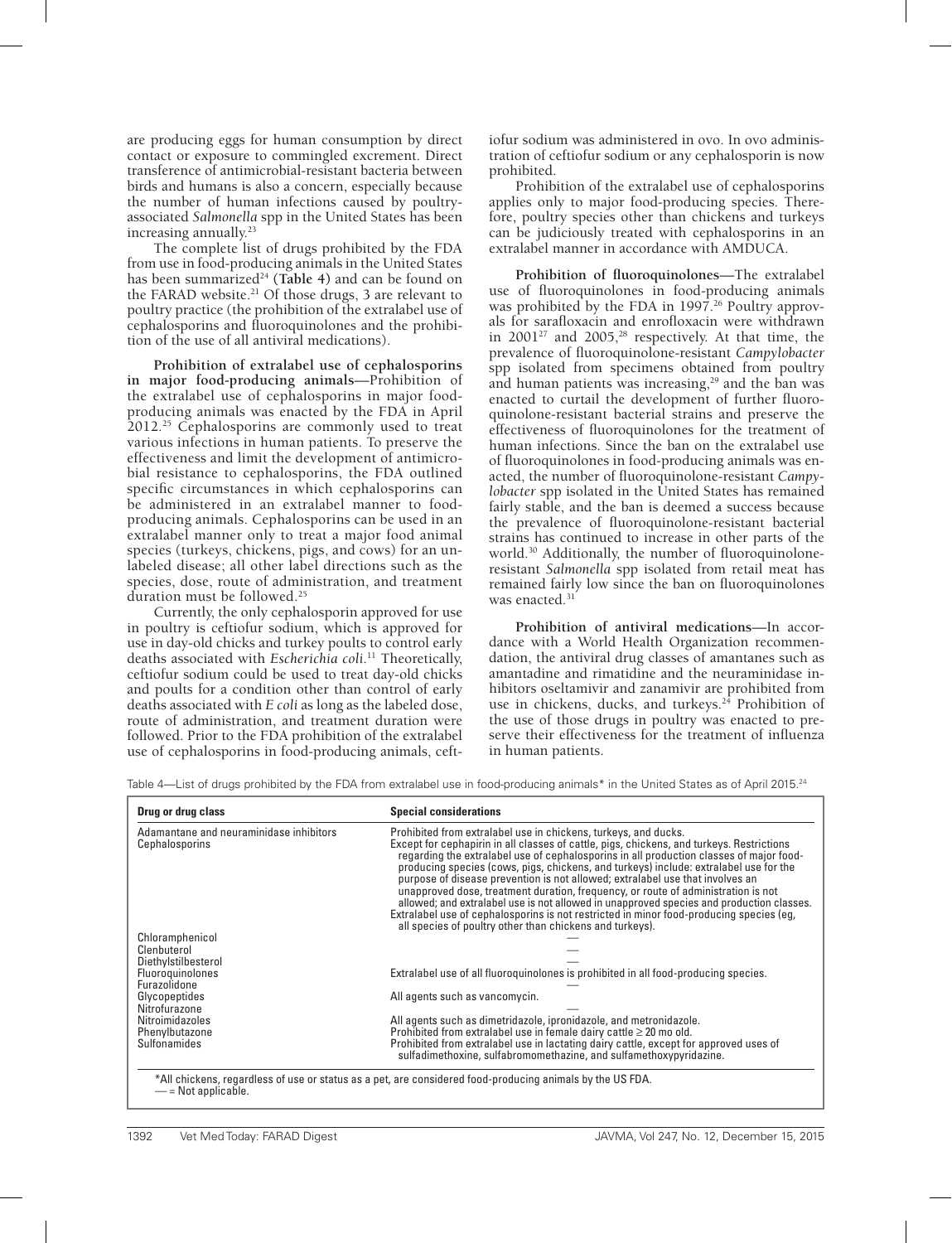are producing eggs for human consumption by direct contact or exposure to commingled excrement. Direct transference of antimicrobial-resistant bacteria between birds and humans is also a concern, especially because the number of human infections caused by poultry-associated *Salmonella* spp in the United States has been increasing annually.[23]

The complete list of drugs prohibited by the FDA from use in food-producing animals in the United States has been summarized[24] (**Table 4**) and can be found on the FARAD website.[21] Of those drugs, 3 are relevant to poultry practice (the prohibition of the extralabel use of cephalosporins and fluoroquinolones and the prohibition of the use of all antiviral medications).

**Prohibition of extralabel use of cephalosporins in major food-producing animals**—Prohibition of the extralabel use of cephalosporins in major food-producing animals was enacted by the FDA in April 2012.[25] Cephalosporins are commonly used to treat various infections in human patients. To preserve the effectiveness and limit the development of antimicrobial resistance to cephalosporins, the FDA outlined specific circumstances in which cephalosporins can be administered in an extralabel manner to food-producing animals. Cephalosporins can be used in an extralabel manner only to treat a major food animal species (turkeys, chickens, pigs, and cows) for an unlabeled disease; all other label directions such as the species, dose, route of administration, and treatment duration must be followed.[25]

Currently, the only cephalosporin approved for use in poultry is ceftiofur sodium, which is approved for use in day-old chicks and turkey poults to control early deaths associated with *Escherichia coli*.[11] Theoretically, ceftiofur sodium could be used to treat day-old chicks and poults for a condition other than control of early deaths associated with *E coli* as long as the labeled dose, route of administration, and treatment duration were followed. Prior to the FDA prohibition of the extralabel use of cephalosporins in food-producing animals, ceftiofur sodium was administered in ovo. In ovo administration of ceftiofur sodium or any cephalosporin is now prohibited.

Prohibition of the extralabel use of cephalosporins applies only to major food-producing species. Therefore, poultry species other than chickens and turkeys can be judiciously treated with cephalosporins in an extralabel manner in accordance with AMDUCA.

**Prohibition of fluoroquinolones**—The extralabel use of fluoroquinolones in food-producing animals was prohibited by the FDA in 1997.[26] Poultry approvals for sarafloxacin and enrofloxacin were withdrawn in 2001[27] and 2005,[28] respectively. At that time, the prevalence of fluoroquinolone-resistant *Campylobacter* spp isolated from specimens obtained from poultry and human patients was increasing,[29] and the ban was enacted to curtail the development of further fluoroquinolone-resistant bacterial strains and preserve the effectiveness of fluoroquinolones for the treatment of human infections. Since the ban on the extralabel use of fluoroquinolones in food-producing animals was enacted, the number of fluoroquinolone-resistant *Campylobacter* spp isolated in the United States has remained fairly stable, and the ban is deemed a success because the prevalence of fluoroquinolone-resistant bacterial strains has continued to increase in other parts of the world.[30] Additionally, the number of fluoroquinolone-resistant *Salmonella* spp isolated from retail meat has remained fairly low since the ban on fluoroquinolones was enacted.[31]

**Prohibition of antiviral medications**—In accordance with a World Health Organization recommendation, the antiviral drug classes of amantanes such as amantadine and rimatidine and the neuraminidase inhibitors oseltamivir and zanamivir are prohibited from use in chickens, ducks, and turkeys.[24] Prohibition of the use of those drugs in poultry was enacted to preserve their effectiveness for the treatment of influenza in human patients.

Table 4—List of drugs prohibited by the FDA from extralabel use in food-producing animals* in the United States as of April 2015.[24]

| Drug or drug class | Special considerations |
| --- | --- |
| Adamantane and neuraminidase inhibitors | Prohibited from extralabel use in chickens, turkeys, and ducks. |
| Cephalosporins | Except for cephapirin in all classes of cattle, pigs, chickens, and turkeys. Restrictions regarding the extralabel use of cephalosporins in all production classes of major food-producing species (cows, pigs, chickens, and turkeys) include: extralabel use for the purpose of disease prevention is not allowed; extralabel use that involves an unapproved dose, treatment duration, frequency, or route of administration is not allowed; and extralabel use is not allowed in unapproved species and production classes. Extralabel use of cephalosporins is not restricted in minor food-producing species (eg, all species of poultry other than chickens and turkeys). |
| Chloramphenicol | — |
| Clenbuterol | — |
| Diethylstilbesterol | — |
| Fluoroquinolones | Extralabel use of all fluoroquinolones is prohibited in all food-producing species. |
| Furazolidone | — |
| Glycopeptides | All agents such as vancomycin. |
| Nitrofurazone | — |
| Nitroimidazoles | All agents such as dimetridazole, ipronidazole, and metronidazole. |
| Phenylbutazone | Prohibited from extralabel use in female dairy cattle ≥ 20 mo old. |
| Sulfonamides | Prohibited from extralabel use in lactating dairy cattle, except for approved uses of sulfadimethoxine, sulfabromomethazine, and sulfamethoxypyridazine. |

*All chickens, regardless of use or status as a pet, are considered food-producing animals by the US FDA.
— = Not applicable.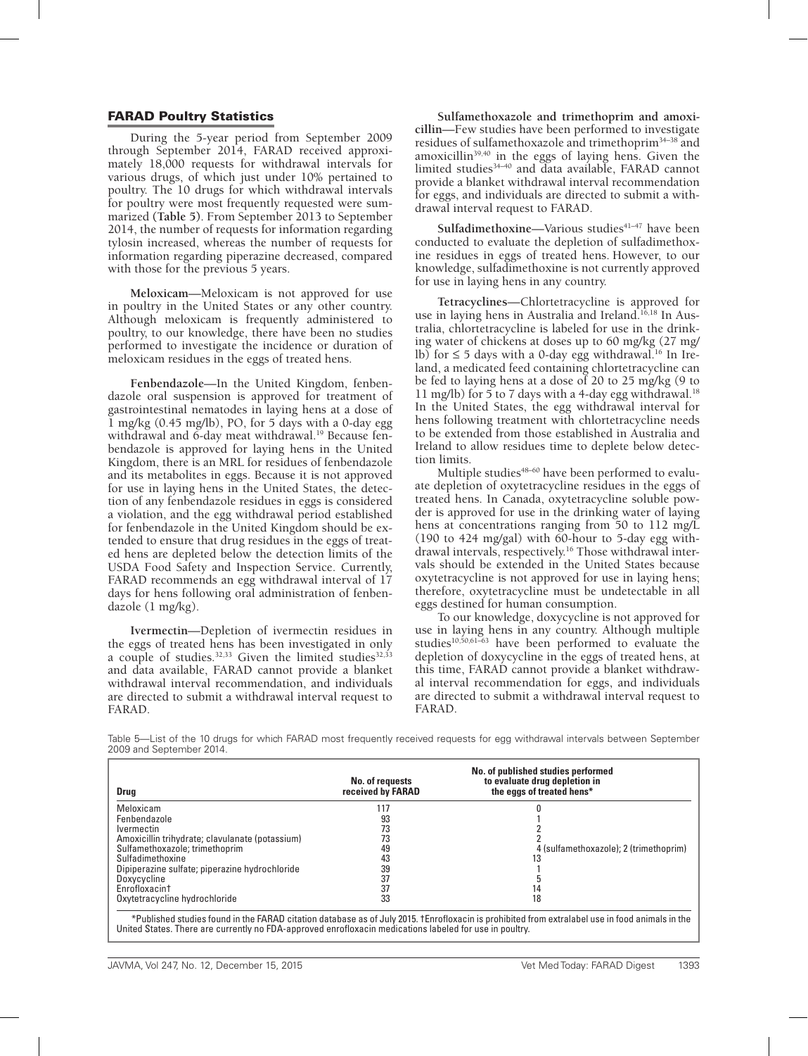## FARAD Poultry Statistics

During the 5-year period from September 2009 through September 2014, FARAD received approximately 18,000 requests for withdrawal intervals for various drugs, of which just under 10% pertained to poultry. The 10 drugs for which withdrawal intervals for poultry were most frequently requested were summarized (**Table 5**). From September 2013 to September 2014, the number of requests for information regarding tylosin increased, whereas the number of requests for information regarding piperazine decreased, compared with those for the previous 5 years.

**Meloxicam**—Meloxicam is not approved for use in poultry in the United States or any other country. Although meloxicam is frequently administered to poultry, to our knowledge, there have been no studies performed to investigate the incidence or duration of meloxicam residues in the eggs of treated hens.

**Fenbendazole**—In the United Kingdom, fenbendazole oral suspension is approved for treatment of gastrointestinal nematodes in laying hens at a dose of 1 mg/kg (0.45 mg/lb), PO, for 5 days with a 0-day egg withdrawal and 6-day meat withdrawal.[19] Because fenbendazole is approved for laying hens in the United Kingdom, there is an MRL for residues of fenbendazole and its metabolites in eggs. Because it is not approved for use in laying hens in the United States, the detection of any fenbendazole residues in eggs is considered a violation, and the egg withdrawal period established for fenbendazole in the United Kingdom should be extended to ensure that drug residues in the eggs of treated hens are depleted below the detection limits of the USDA Food Safety and Inspection Service. Currently, FARAD recommends an egg withdrawal interval of 17 days for hens following oral administration of fenbendazole (1 mg/kg).

**Ivermectin**—Depletion of ivermectin residues in the eggs of treated hens has been investigated in only a couple of studies.[32,33] Given the limited studies[32,33] and data available, FARAD cannot provide a blanket withdrawal interval recommendation, and individuals are directed to submit a withdrawal interval request to FARAD.

**Sulfamethoxazole and trimethoprim and amoxicillin**—Few studies have been performed to investigate residues of sulfamethoxazole and trimethoprim[34–38] and amoxicillin[39,40] in the eggs of laying hens. Given the limited studies[34–40] and data available, FARAD cannot provide a blanket withdrawal interval recommendation for eggs, and individuals are directed to submit a withdrawal interval request to FARAD.

**Sulfadimethoxine**—Various studies[41–47] have been conducted to evaluate the depletion of sulfadimethoxine residues in eggs of treated hens. However, to our knowledge, sulfadimethoxine is not currently approved for use in laying hens in any country.

**Tetracyclines**—Chlortetracycline is approved for use in laying hens in Australia and Ireland.[16,18] In Australia, chlortetracycline is labeled for use in the drinking water of chickens at doses up to 60 mg/kg (27 mg/lb) for ≤ 5 days with a 0-day egg withdrawal.[16] In Ireland, a medicated feed containing chlortetracycline can be fed to laying hens at a dose of 20 to 25 mg/kg (9 to 11 mg/lb) for 5 to 7 days with a 4-day egg withdrawal.[18] In the United States, the egg withdrawal interval for hens following treatment with chlortetracycline needs to be extended from those established in Australia and Ireland to allow residues time to deplete below detection limits.

Multiple studies[48–60] have been performed to evaluate depletion of oxytetracycline residues in the eggs of treated hens. In Canada, oxytetracycline soluble powder is approved for use in the drinking water of laying hens at concentrations ranging from 50 to 112 mg/L (190 to 424 mg/gal) with 60-hour to 5-day egg withdrawal intervals, respectively.[16] Those withdrawal intervals should be extended in the United States because oxytetracycline is not approved for use in laying hens; therefore, oxytetracycline must be undetectable in all eggs destined for human consumption.

To our knowledge, doxycycline is not approved for use in laying hens in any country. Although multiple studies[10,50,61–63] have been performed to evaluate the depletion of doxycycline in the eggs of treated hens, at this time, FARAD cannot provide a blanket withdrawal interval recommendation for eggs, and individuals are directed to submit a withdrawal interval request to FARAD.

Table 5—List of the 10 drugs for which FARAD most frequently received requests for egg withdrawal intervals between September 2009 and September 2014.

| Drug | No. of requests received by FARAD | No. of published studies performed to evaluate drug depletion in the eggs of treated hens* |
|---|---|---|
| Meloxicam | 117 | 0 |
| Fenbendazole | 93 | 1 |
| Ivermectin | 73 | 2 |
| Amoxicillin trihydrate; clavulanate (potassium) | 73 | 2 |
| Sulfamethoxazole; trimethoprim | 49 | 4 (sulfamethoxazole); 2 (trimethoprim) |
| Sulfadimethoxine | 43 | 13 |
| Dipiperazine sulfate; piperazine hydrochloride | 39 | 1 |
| Doxycycline | 37 | 5 |
| Enrofloxacin† | 37 | 14 |
| Oxytetracycline hydrochloride | 33 | 18 |

*Published studies found in the FARAD citation database as of July 2015. †Enrofloxacin is prohibited from extralabel use in food animals in the United States. There are currently no FDA-approved enrofloxacin medications labeled for use in poultry.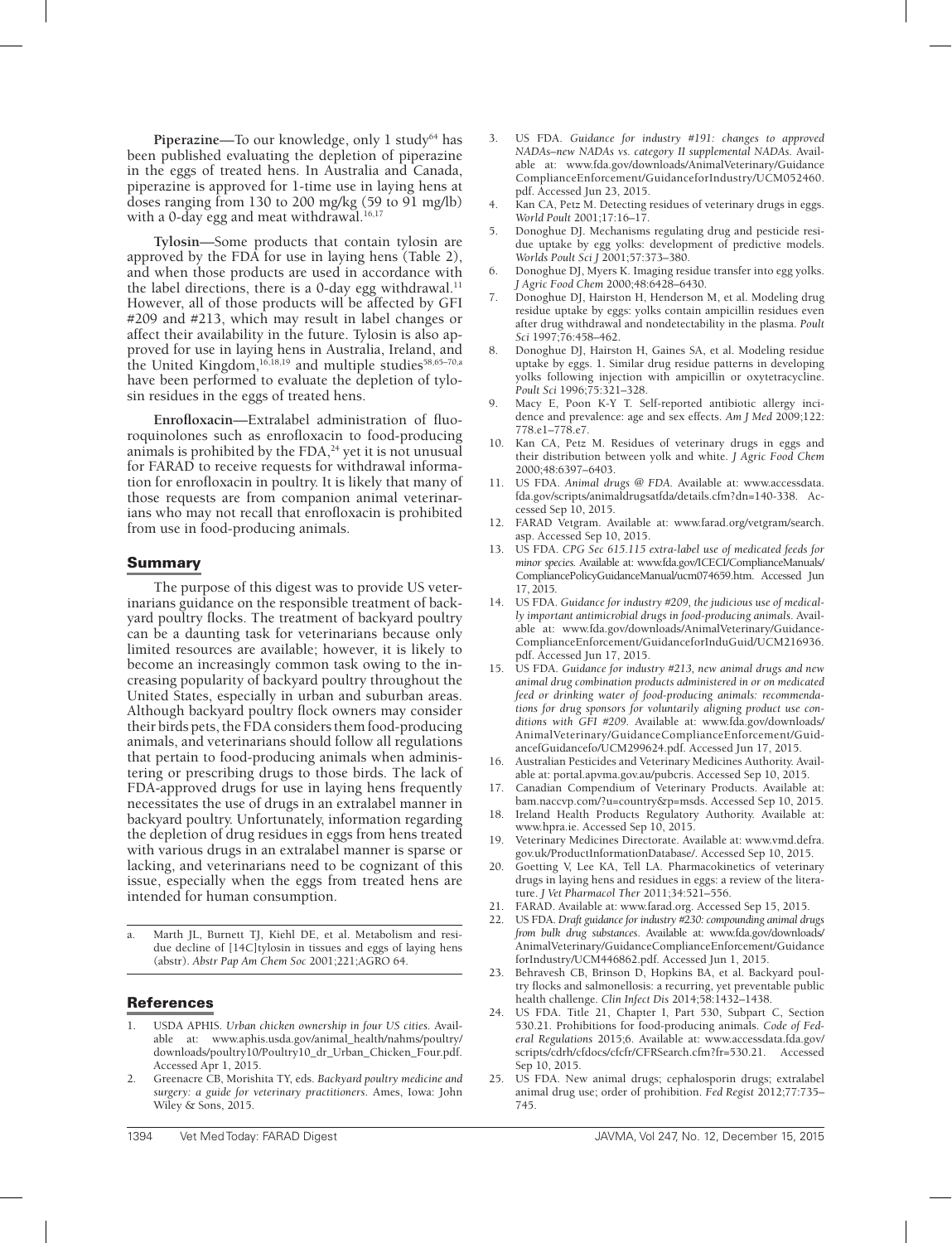**Piperazine**—To our knowledge, only 1 study[64] has been published evaluating the depletion of piperazine in the eggs of treated hens. In Australia and Canada, piperazine is approved for 1-time use in laying hens at doses ranging from 130 to 200 mg/kg (59 to 91 mg/lb) with a 0-day egg and meat withdrawal.[16,17]

**Tylosin**—Some products that contain tylosin are approved by the FDA for use in laying hens (Table 2), and when those products are used in accordance with the label directions, there is a 0-day egg withdrawal.[11] However, all of those products will be affected by GFI #209 and #213, which may result in label changes or affect their availability in the future. Tylosin is also approved for use in laying hens in Australia, Ireland, and the United Kingdom,[16,18,19] and multiple studies[58,65–70,a] have been performed to evaluate the depletion of tylosin residues in the eggs of treated hens.

**Enrofloxacin**—Extralabel administration of fluoroquinolones such as enrofloxacin to food-producing animals is prohibited by the FDA,[24] yet it is not unusual for FARAD to receive requests for withdrawal information for enrofloxacin in poultry. It is likely that many of those requests are from companion animal veterinarians who may not recall that enrofloxacin is prohibited from use in food-producing animals.

## Summary

The purpose of this digest was to provide US veterinarians guidance on the responsible treatment of backyard poultry flocks. The treatment of backyard poultry can be a daunting task for veterinarians because only limited resources are available; however, it is likely to become an increasingly common task owing to the increasing popularity of backyard poultry throughout the United States, especially in urban and suburban areas. Although backyard poultry flock owners may consider their birds pets, the FDA considers them food-producing animals, and veterinarians should follow all regulations that pertain to food-producing animals when administering or prescribing drugs to those birds. The lack of FDA-approved drugs for use in laying hens frequently necessitates the use of drugs in an extralabel manner in backyard poultry. Unfortunately, information regarding the depletion of drug residues in eggs from hens treated with various drugs in an extralabel manner is sparse or lacking, and veterinarians need to be cognizant of this issue, especially when the eggs from treated hens are intended for human consumption.

a. Marth JL, Burnett TJ, Kiehl DE, et al. Metabolism and residue decline of [14C]tylosin in tissues and eggs of laying hens (abstr). *Abstr Pap Am Chem Soc* 2001;221;AGRO 64.

## References

1. USDA APHIS. *Urban chicken ownership in four US cities.* Available at: www.aphis.usda.gov/animal_health/nahms/poultry/downloads/poultry10/Poultry10_dr_Urban_Chicken_Four.pdf. Accessed Apr 1, 2015.
2. Greenacre CB, Morishita TY, eds. *Backyard poultry medicine and surgery: a guide for veterinary practitioners.* Ames, Iowa: John Wiley & Sons, 2015.
3. US FDA. *Guidance for industry #191: changes to approved NADAs–new NADAs vs. category II supplemental NADAs.* Available at: www.fda.gov/downloads/AnimalVeterinary/GuidanceComplianceEnforcement/GuidanceforIndustry/UCM052460.pdf. Accessed Jun 23, 2015.
4. Kan CA, Petz M. Detecting residues of veterinary drugs in eggs. *World Poult* 2001;17:16–17.
5. Donoghue DJ. Mechanisms regulating drug and pesticide residue uptake by egg yolks: development of predictive models. *Worlds Poult Sci J* 2001;57:373–380.
6. Donoghue DJ, Myers K. Imaging residue transfer into egg yolks. *J Agric Food Chem* 2000;48:6428–6430.
7. Donoghue DJ, Hairston H, Henderson M, et al. Modeling drug residue uptake by eggs: yolks contain ampicillin residues even after drug withdrawal and nondetectability in the plasma. *Poult Sci* 1997;76:458–462.
8. Donoghue DJ, Hairston H, Gaines SA, et al. Modeling residue uptake by eggs. 1. Similar drug residue patterns in developing yolks following injection with ampicillin or oxytetracycline. *Poult Sci* 1996;75:321–328.
9. Macy E, Poon K-Y T. Self-reported antibiotic allergy incidence and prevalence: age and sex effects. *Am J Med* 2009;122:778.e1–778.e7.
10. Kan CA, Petz M. Residues of veterinary drugs in eggs and their distribution between yolk and white. *J Agric Food Chem* 2000;48:6397–6403.
11. US FDA. *Animal drugs @ FDA.* Available at: www.accessdata.fda.gov/scripts/animaldrugsatfda/details.cfm?dn=140-338. Accessed Sep 10, 2015.
12. FARAD Vetgram. Available at: www.farad.org/vetgram/search.asp. Accessed Sep 10, 2015.
13. US FDA. *CPG Sec 615.115 extra-label use of medicated feeds for minor species.* Available at: www.fda.gov/ICECI/ComplianceManuals/CompliancePolicyGuidanceManual/ucm074659.htm. Accessed Jun 17, 2015.
14. US FDA. *Guidance for industry #209, the judicious use of medically important antimicrobial drugs in food-producing animals.* Available at: www.fda.gov/downloads/AnimalVeterinary/GuidanceComplianceEnforcement/GuidanceforInduGuid/UCM216936.pdf. Accessed Jun 17, 2015.
15. US FDA. *Guidance for industry #213, new animal drugs and new animal drug combination products administered in or on medicated feed or drinking water of food-producing animals: recommendations for drug sponsors for voluntarily aligning product use conditions with GFI #209.* Available at: www.fda.gov/downloads/AnimalVeterinary/GuidanceComplianceEnforcement/GuidancefGuidancefo/UCM299624.pdf. Accessed Jun 17, 2015.
16. Australian Pesticides and Veterinary Medicines Authority. Available at: portal.apvma.gov.au/pubcris. Accessed Sep 10, 2015.
17. Canadian Compendium of Veterinary Products. Available at: bam.naccvp.com/?u=country&p=msds. Accessed Sep 10, 2015.
18. Ireland Health Products Regulatory Authority. Available at: www.hpra.ie. Accessed Sep 10, 2015.
19. Veterinary Medicines Directorate. Available at: www.vmd.defra.gov.uk/ProductInformationDatabase/. Accessed Sep 10, 2015.
20. Goetting V, Lee KA, Tell LA. Pharmacokinetics of veterinary drugs in laying hens and residues in eggs: a review of the literature. *J Vet Pharmacol Ther* 2011;34:521–556.
21. FARAD. Available at: www.farad.org. Accessed Sep 15, 2015.
22. US FDA. *Draft guidance for industry #230: compounding animal drugs from bulk drug substances.* Available at: www.fda.gov/downloads/AnimalVeterinary/GuidanceComplianceEnforcement/GuidanceforIndustry/UCM446862.pdf. Accessed Jun 1, 2015.
23. Behravesh CB, Brinson D, Hopkins BA, et al. Backyard poultry flocks and salmonellosis: a recurring, yet preventable public health challenge. *Clin Infect Dis* 2014;58:1432–1438.
24. US FDA. Title 21, Chapter I, Part 530, Subpart C, Section 530.21. Prohibitions for food-producing animals. *Code of Federal Regulations* 2015;6. Available at: www.accessdata.fda.gov/scripts/cdrh/cfdocs/cfcfr/CFRSearch.cfm?fr=530.21. Accessed Sep 10, 2015.
25. US FDA. New animal drugs; cephalosporin drugs; extralabel animal drug use; order of prohibition. *Fed Regist* 2012;77:735–745.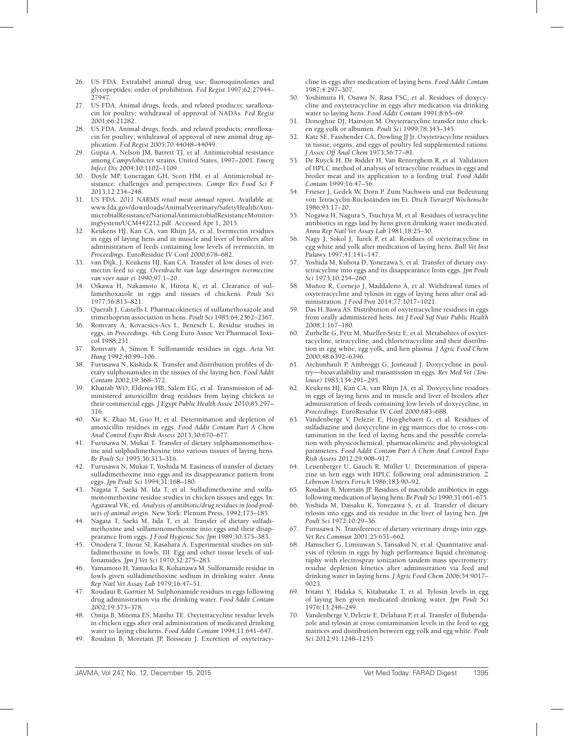26. US FDA. Extralabel animal drug use; fluoroquinolones and glycopeptides; order of prohibition. *Fed Regist* 1997;62:27944–27947.
27. US FDA. Animal drugs, feeds, and related products; sarafloxacin for poultry; withdrawal of approval of NADAs. *Fed Regist* 2001;66:21282.
28. US FDA. Animal drugs, feeds, and related products; enrofloxacin for poultry; withdrawal of approval of new animal drug application. *Fed Regist* 2005;70:44048–44049.
29. Gupta A, Nelson JM, Barrett TJ, et al. Antimicrobial resistance among *Campylobacter* strains, United States, 1997–2001. *Emerg Infect Dis* 2004;10:1102–1109.
30. Doyle MP, Loneragan GH, Scott HM, et al. Antimicrobial resistance: challenges and perspectives. *Compr Rev Food Sci F* 2013;12:234–248.
31. US FDA. *2011 NARMS retail meat annual report*. Available at: www.fda.gov/downloads/AnimalVeterinary/SafetyHealth/AntimicrobialResistance/NationalAntimicrobialResistanceMonitoringSystem/UCM442212.pdf. Accessed Apr 1, 2015.
32. Keukens HJ, Kan CA, van Rhijn JA, et al. Ivermectin residues in eggs of laying hens and in muscle and liver of broilers after administration of feeds containing low levels of ivermectin, in *Proceedings*. EuroResidue IV Conf 2000;678–682.
33. van Dijk, J, Keukens HJ, Kan CA. Transfer of low doses of ivermectin feed to egg. *Overdracht van lage doseringen ivermectine van voer naar ei* 1990;97:1–20.
34. Oikawa H, Nakamoto K, Hirota K, et al. Clearance of sulfamethoxazole in eggs and tissues of chickens. *Poult Sci* 1977;56:813–821.
35. Queralt J, Castells I. Pharmacokinetics of sulfamethoxazole and trimethoprim association in hens. *Poult Sci* 1985;64:2362–2367.
36. Romvary A, Kovacsics-Acs L, Benesch L. Residue studies in eggs, in *Proceedings*. 4th Cong Euro Assoc Vet Pharmacol Toxicol 1988;231.
37. Romvary A, Simon F. Sulfonamide residues in eggs. *Acta Vet Hung* 1992;40:99–106.
38. Furusawa N, Kishida K. Transfer and distribution profiles of dietary sulphonamides in the tissues of the laying hen. *Food Addit Contam* 2002;19:368–372.
39. Khattab WO, Elderea HB, Salem EG, et al. Transmission of administered amoxicillin drug residues from laying chicken to their commercial eggs. *J Egypt Public Health Assoc* 2010;85:297–316.
40. Xie K, Zhao M, Guo H, et al. Determination and depletion of amoxicillin residues in eggs. *Food Addit Contam Part A Chem Anal Control Expo Risk Assess* 2013;30:670–677.
41. Furusawa N, Mukai T. Transfer of dietary sulphamonomethoxine and sulphadimethoxine into various tissues of laying hens. *Br Poult Sci* 1995;36:313–316.
42. Furusawa N, Mukai T, Yoshida M. Easiness of transfer of dietary sulfadimethoxine into eggs and its disappearance pattern from eggs. *Jpn Poult Sci* 1994;31:168–180.
43. Nagata T, Saeki M, Ida T, et al. Sulfadimethoxine and sulfamonomethoxine residue studies in chicken tissues and eggs. In: Agarawal VK, ed. *Analysis of antibiotic/drug residues in food products of animal origin*. New York: Plenum Press, 1992;173–185.
44. Nagata T, Saeki M, Iida T, et al. Transfer of dietary sulfadimethoxine and sulfamonomethoxine into eggs and their disappearance from eggs. *J Food Hygienic Soc Jpn* 1989;30:375–383.
45. Onodera T, Inoue SI, Kasahara A. Experimental studies on sulfadimethoxine in fowls. III. Egg and other tissue levels of sulfonamides. *Jpn J Vet Sci* 1970;32:275–283.
46. Yamamoto H, Yamaoka R, Kohanawa M. Sulfonamide residue in fowls given sulfadimethoxine sodium in drinking water. *Annu Rep Natl Vet Assay Lab* 1979;16:47–51.
47. Roudaut B, Garnier M. Sulphonamide residues in eggs following drug administration via the drinking water. *Food Addit Contam* 2002;19:373–378.
48. Omija B, Mitema ES, Maitho TE. Oxytetracycline residue levels in chicken eggs after oral administration of medicated drinking water to laying chickens. *Food Addit Contam* 1994;11:641–647.
49. Roudaut B, Moretain JP, Boisseau J. Excretion of oxytetracycline in eggs after medication of laying hens. *Food Addit Contam* 1987;4:297–307.
50. Yoshimura H, Osawa N, Rasa FSC, et al. Residues of doxycycline and oxytetracycline in eggs after medication via drinking water to laying hens. *Food Addit Contam* 1991;8:65–69.
51. Donoghue DJ, Hairston M. Oxytetracycline transfer into chicken egg yolk or albumen. *Poult Sci* 1999;78:343–345.
52. Katz SE, Fassbender CA, Dowling JJ Jr. Oxytetracycline residues in tissue, organs, and eggs of poultry fed supplemented rations. *J Assoc Off Anal Chem* 1973;56:77–81.
53. De Ruyck H, De Ridder H, Van Renterghem R, et al. Validation of HPLC method of analysis of tetracycline residues in eggs and broiler meat and its application to a feeding trial. *Food Addit Contam* 1999;16:47–56.
54. Frieser J, Gedek W, Dorn P. Zum Nachweis und zur Bedeutung von Tetracyclin-Rückständen im Ei. *Dtsch Tierarztl Wochenschr* 1986;93:17–20.
55. Nogawa H, Nagura S, Tsuchiya M, et al. Residues of tetracycline antibiotics in eggs laid by hens given drinking water medicated. *Annu Rep Natl Vet Assay Lab* 1981;18:25–30.
56. Nagy J, Sokol J, Turek P, et al. Residues of oxytetracycline in egg white and yolk after medication of laying hens. *Bull Vet Inst Pulawy* 1997;41:141–147.
57. Yoshida M, Kubota D, Yonezawa S, et al. Transfer of dietary oxytetracycline into eggs and its disappearance from eggs. *Jpn Poult Sci* 1973;10:254–260.
58. Muñoz R, Cornejo J, Maddaleno A, et al. Withdrawal times of oxytetracycline and tylosin in eggs of laying hens after oral administration. *J Food Prot* 2014;77:1017–1021.
59. Das H, Bawa AS. Distribution of oxytetracycline residues in eggs from orally administered hens. *Int J Food Saf Nutr Public Health* 2008;1:167–180.
60. Zurhelle G, Petz M, Mueller-Seitz E, et al. Metabolites of oxytetracycline, tetracycline, and chlortetracycline and their distribution in egg white, egg yolk, and hen plasma. *J Agric Food Chem* 2000;48:6392–6396.
61. Archimbault P, Ambroggi G, Joineaud J. Doxycycline in poultry—bioavailability and transmission in eggs. *Rev Med Vet (Toulouse)* 1983;134:291–295.
62. Keukens HJ, Kan CA, van Rhijn JA, et al. Doxycycline residues in eggs of laying hens and in muscle and liver of broilers after administration of feeds containing low levels of doxycycline, in *Proceedings*. EuroResidue IV Conf 2000;683–688.
63. Vandenberge V, Delezie E, Huyghebaert G, et al. Residues of sulfadiazine and doxycycline in egg matrices due to cross-contamination in the feed of laying hens and the possible correlation with physicochemical, pharmacokinetic and physiological parameters. *Food Addit Contam Part A Chem Anal Control Expo Risk Assess* 2012;29:908–917.
64. Leuenberger U, Gauch R, Müller U. Determination of piperazine in hen eggs with HPLC following oral administration. *Z Lebensm Unters Forsch* 1986;183:90–92.
65. Roudaut B, Moretain JP. Residues of macrolide antibiotics in eggs following medication of laying hens. *Br Poult Sci* 1990;31:661–675.
66. Yoshida M, Daisaku K, Yonezawa S, et al. Transfer of dietary tylosin into eggs and its residue in the liver of laying hen. *Jpn Poult Sci* 1972;10:29–36.
67. Furusawa N. Transference of dietary veterinary drugs into eggs. *Vet Res Commun* 2001;25:651–662.
68. Hamscher G, Limsuwan S, Tansakul N, et al. Quantitative analysis of tylosin in eggs by high performance liquid chromatography with electrospray ionization tandem mass spectrometry: residue depletion kinetics after administration via feed and drinking water in laying hens. *J Agric Food Chem* 2006;54:9017–9023.
69. Iritani Y, Hidaka S, Kitabatake T, et al. Tylosin levels in egg of laying hen given medicated drinking water. *Jpn Poult Sci* 1976;13:248–249.
70. Vandenberge V, Delezie E, Delahaut P, et al. Transfer of flubendazole and tylosin at cross contamination levels in the feed to egg matrices and distribution between egg yolk and egg white. *Poult Sci* 2012;91:1248–1255.